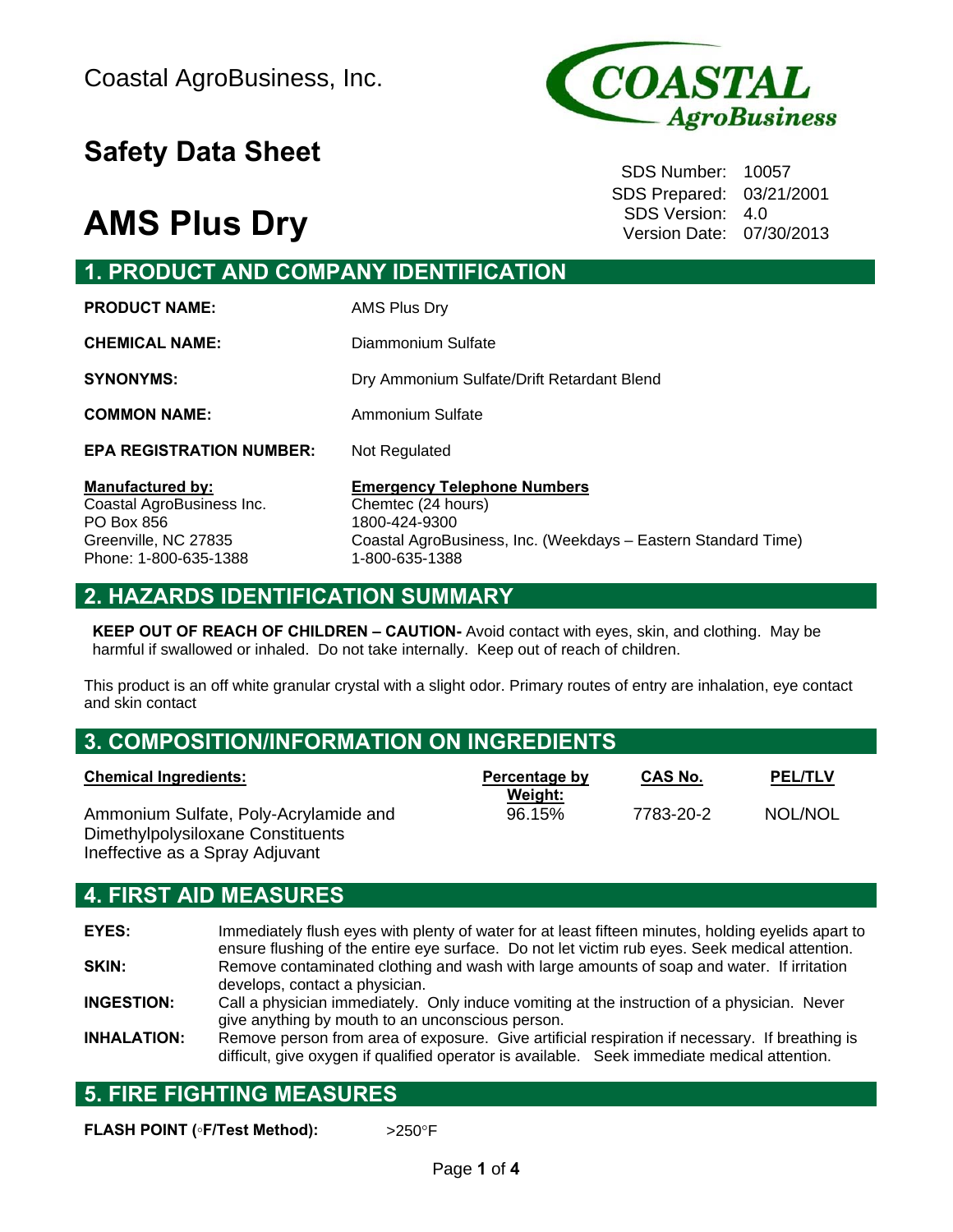Coastal AgroBusiness, Inc.

## Safety Data Sheet

# AMS Plus Dry

SDS Number: 10057
SDS Prepared: 03/21/2001
SDS Version: 4.0
Version Date: 07/30/2013

## 1. PRODUCT AND COMPANY IDENTIFICATION

**PRODUCT NAME:** AMS Plus Dry

**CHEMICAL NAME:** Diammonium Sulfate

**SYNONYMS:** Dry Ammonium Sulfate/Drift Retardant Blend

**COMMON NAME:** Ammonium Sulfate

**EPA REGISTRATION NUMBER:** Not Regulated

**Manufactured by:**
Coastal AgroBusiness Inc.
PO Box 856
Greenville, NC 27835
Phone: 1-800-635-1388

**Emergency Telephone Numbers**
Chemtec (24 hours)
1800-424-9300
Coastal AgroBusiness, Inc. (Weekdays – Eastern Standard Time)
1-800-635-1388

## 2. HAZARDS IDENTIFICATION SUMMARY

**KEEP OUT OF REACH OF CHILDREN – CAUTION-** Avoid contact with eyes, skin, and clothing. May be harmful if swallowed or inhaled. Do not take internally. Keep out of reach of children.

This product is an off white granular crystal with a slight odor. Primary routes of entry are inhalation, eye contact and skin contact

## 3. COMPOSITION/INFORMATION ON INGREDIENTS

| Chemical Ingredients: | Percentage by Weight: | CAS No. | PEL/TLV |
|---|---|---|---|
| Ammonium Sulfate, Poly-Acrylamide and Dimethylpolysiloxane Constituents Ineffective as a Spray Adjuvant | 96.15% | 7783-20-2 | NOL/NOL |

## 4. FIRST AID MEASURES

**EYES:** Immediately flush eyes with plenty of water for at least fifteen minutes, holding eyelids apart to ensure flushing of the entire eye surface. Do not let victim rub eyes. Seek medical attention.

**SKIN:** Remove contaminated clothing and wash with large amounts of soap and water. If irritation develops, contact a physician.

**INGESTION:** Call a physician immediately. Only induce vomiting at the instruction of a physician. Never give anything by mouth to an unconscious person.

**INHALATION:** Remove person from area of exposure. Give artificial respiration if necessary. If breathing is difficult, give oxygen if qualified operator is available. Seek immediate medical attention.

## 5. FIRE FIGHTING MEASURES

**FLASH POINT (°F/Test Method):** >250°F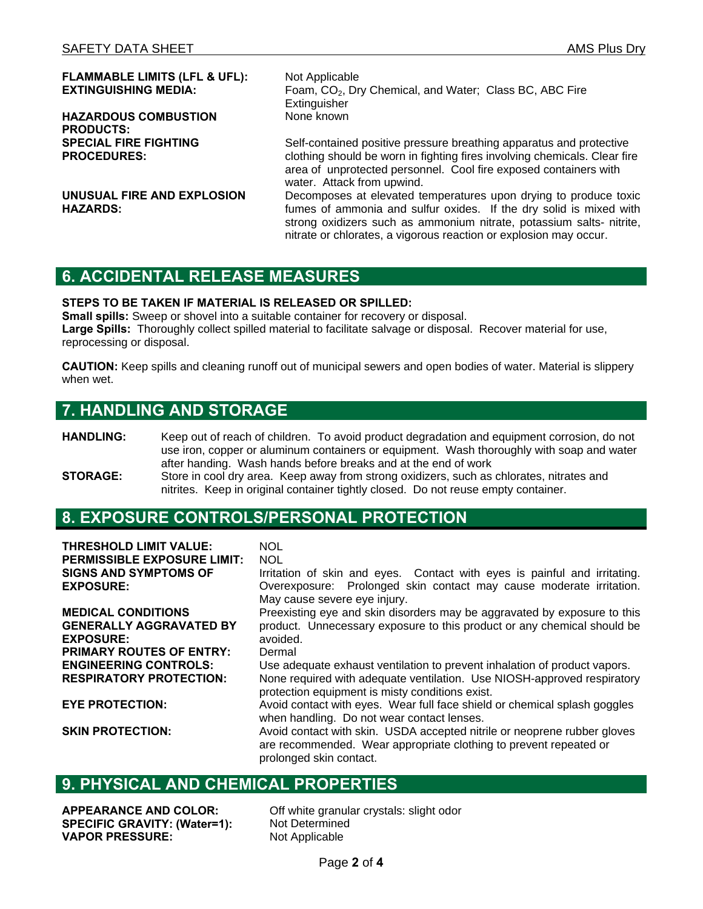**FLAMMABLE LIMITS (LFL & UFL):** Not Applicable

**EXTINGUISHING MEDIA:** Foam, $CO_2$, Dry Chemical, and Water; Class BC, ABC Fire Extinguisher

**HAZARDOUS COMBUSTION PRODUCTS:** None known

**SPECIAL FIRE FIGHTING PROCEDURES:** Self-contained positive pressure breathing apparatus and protective clothing should be worn in fighting fires involving chemicals. Clear fire area of unprotected personnel. Cool fire exposed containers with water. Attack from upwind.

**UNUSUAL FIRE AND EXPLOSION HAZARDS:** Decomposes at elevated temperatures upon drying to produce toxic fumes of ammonia and sulfur oxides. If the dry solid is mixed with strong oxidizers such as ammonium nitrate, potassium salts- nitrite, nitrate or chlorates, a vigorous reaction or explosion may occur.

## 6. ACCIDENTAL RELEASE MEASURES

**STEPS TO BE TAKEN IF MATERIAL IS RELEASED OR SPILLED:**

**Small spills:** Sweep or shovel into a suitable container for recovery or disposal.

**Large Spills:** Thoroughly collect spilled material to facilitate salvage or disposal. Recover material for use, reprocessing or disposal.

**CAUTION:** Keep spills and cleaning runoff out of municipal sewers and open bodies of water. Material is slippery when wet.

## 7. HANDLING AND STORAGE

**HANDLING:** Keep out of reach of children. To avoid product degradation and equipment corrosion, do not use iron, copper or aluminum containers or equipment. Wash thoroughly with soap and water after handing. Wash hands before breaks and at the end of work

**STORAGE:** Store in cool dry area. Keep away from strong oxidizers, such as chlorates, nitrates and nitrites. Keep in original container tightly closed. Do not reuse empty container.

## 8. EXPOSURE CONTROLS/PERSONAL PROTECTION

**THRESHOLD LIMIT VALUE:** NOL

**PERMISSIBLE EXPOSURE LIMIT:** NOL

**SIGNS AND SYMPTOMS OF EXPOSURE:** Irritation of skin and eyes. Contact with eyes is painful and irritating. Overexposure: Prolonged skin contact may cause moderate irritation. May cause severe eye injury.

**MEDICAL CONDITIONS GENERALLY AGGRAVATED BY EXPOSURE:** Preexisting eye and skin disorders may be aggravated by exposure to this product. Unnecessary exposure to this product or any chemical should be avoided.

**PRIMARY ROUTES OF ENTRY:** Dermal

**ENGINEERING CONTROLS:** Use adequate exhaust ventilation to prevent inhalation of product vapors.

**RESPIRATORY PROTECTION:** None required with adequate ventilation. Use NIOSH-approved respiratory protection equipment is misty conditions exist.

**EYE PROTECTION:** Avoid contact with eyes. Wear full face shield or chemical splash goggles when handling. Do not wear contact lenses.

**SKIN PROTECTION:** Avoid contact with skin. USDA accepted nitrile or neoprene rubber gloves are recommended. Wear appropriate clothing to prevent repeated or prolonged skin contact.

## 9. PHYSICAL AND CHEMICAL PROPERTIES

**APPEARANCE AND COLOR:** Off white granular crystals: slight odor

**SPECIFIC GRAVITY: (Water=1):** Not Determined

**VAPOR PRESSURE:** Not Applicable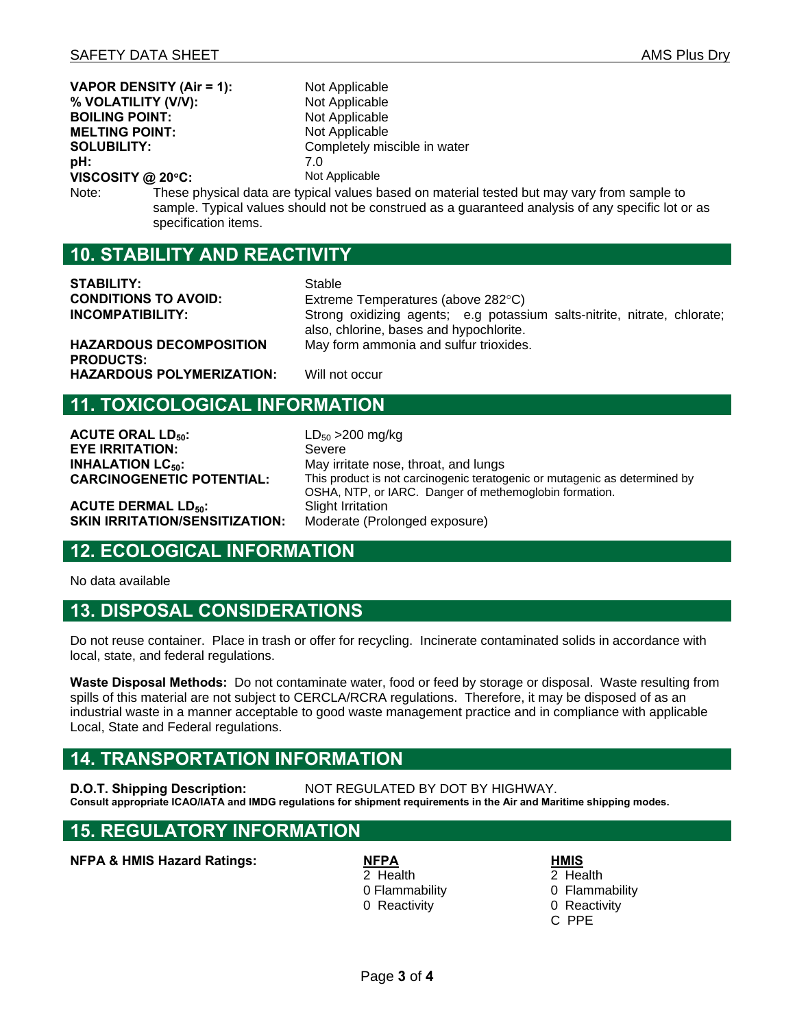| | |
|---|---|
| **VAPOR DENSITY (Air = 1):** | Not Applicable |
| **% VOLATILITY (V/V):** | Not Applicable |
| **BOILING POINT:** | Not Applicable |
| **MELTING POINT:** | Not Applicable |
| **SOLUBILITY:** | Completely miscible in water |
| **pH:** | 7.0 |
| **VISCOSITY @ 20°C:** | Not Applicable |

Note: These physical data are typical values based on material tested but may vary from sample to sample. Typical values should not be construed as a guaranteed analysis of any specific lot or as specification items.

## 10. STABILITY AND REACTIVITY

| | |
|---|---|
| **STABILITY:** | Stable |
| **CONDITIONS TO AVOID:** | Extreme Temperatures (above 282°C) |
| **INCOMPATIBILITY:** | Strong oxidizing agents; e.g potassium salts-nitrite, nitrate, chlorate; also, chlorine, bases and hypochlorite. |
| **HAZARDOUS DECOMPOSITION PRODUCTS:** | May form ammonia and sulfur trioxides. |
| **HAZARDOUS POLYMERIZATION:** | Will not occur |

## 11. TOXICOLOGICAL INFORMATION

| | |
|---|---|
| **ACUTE ORAL $LD_{50}$:** | $LD_{50}$ >200 mg/kg |
| **EYE IRRITATION:** | Severe |
| **INHALATION $LC_{50}$:** | May irritate nose, throat, and lungs |
| **CARCINOGENETIC POTENTIAL:** | This product is not carcinogenic teratogenic or mutagenic as determined by OSHA, NTP, or IARC. Danger of methemoglobin formation. |
| **ACUTE DERMAL $LD_{50}$:** | Slight Irritation |
| **SKIN IRRITATION/SENSITIZATION:** | Moderate (Prolonged exposure) |

## 12. ECOLOGICAL INFORMATION

No data available

## 13. DISPOSAL CONSIDERATIONS

Do not reuse container. Place in trash or offer for recycling. Incinerate contaminated solids in accordance with local, state, and federal regulations.

**Waste Disposal Methods:** Do not contaminate water, food or feed by storage or disposal. Waste resulting from spills of this material are not subject to CERCLA/RCRA regulations. Therefore, it may be disposed of as an industrial waste in a manner acceptable to good waste management practice and in compliance with applicable Local, State and Federal regulations.

## 14. TRANSPORTATION INFORMATION

**D.O.T. Shipping Description:** NOT REGULATED BY DOT BY HIGHWAY.

**Consult appropriate ICAO/IATA and IMDG regulations for shipment requirements in the Air and Maritime shipping modes.**

## 15. REGULATORY INFORMATION

**NFPA & HMIS Hazard Ratings:**

| NFPA | HMIS |
|---|---|
| 2 Health | 2 Health |
| 0 Flammability | 0 Flammability |
| 0 Reactivity | 0 Reactivity |
| | C PPE |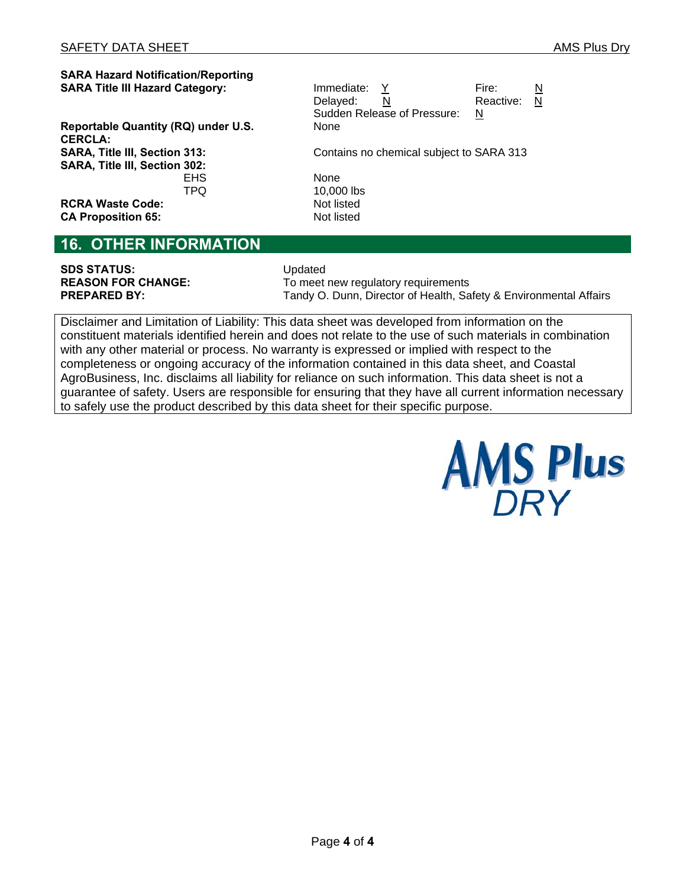**SARA Hazard Notification/Reporting**

| | | | |
|---|---|---|---|
| **SARA Title III Hazard Category:** | Immediate: Y | Fire: N | |
| | Delayed: N | Reactive: N | |
| | Sudden Release of Pressure: N | | |
| **Reportable Quantity (RQ) under U.S. CERCLA:** | None | | |
| **SARA, Title III, Section 313:** | Contains no chemical subject to SARA 313 | | |
| **SARA, Title III, Section 302:** | | | |
| EHS | None | | |
| TPQ | 10,000 lbs | | |
| **RCRA Waste Code:** | Not listed | | |
| **CA Proposition 65:** | Not listed | | |

## 16. OTHER INFORMATION

**SDS STATUS:** Updated
**REASON FOR CHANGE:** To meet new regulatory requirements
**PREPARED BY:** Tandy O. Dunn, Director of Health, Safety & Environmental Affairs

Disclaimer and Limitation of Liability: This data sheet was developed from information on the constituent materials identified herein and does not relate to the use of such materials in combination with any other material or process. No warranty is expressed or implied with respect to the completeness or ongoing accuracy of the information contained in this data sheet, and Coastal AgroBusiness, Inc. disclaims all liability for reliance on such information. This data sheet is not a guarantee of safety. Users are responsible for ensuring that they have all current information necessary to safely use the product described by this data sheet for their specific purpose.

AMS Plus DRY